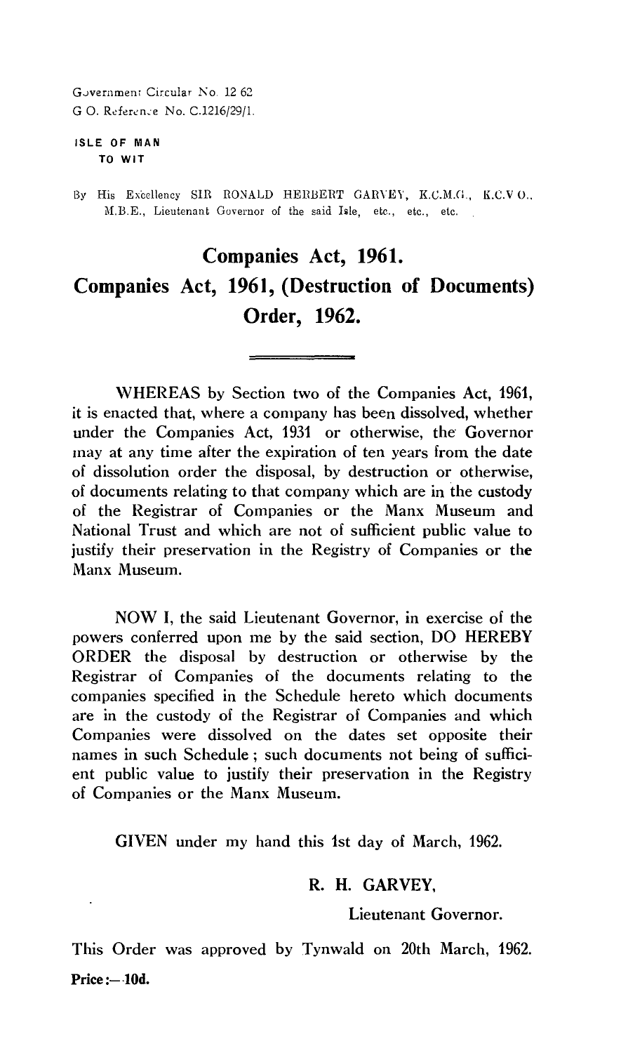Government Circular No. 12 62
G O. Reference No. C.1216/29/1.

**ISLE OF MAN**
**TO WIT**

By His Excellency SIR RONALD HERBERT GARVEY, K.C.M.G., K.C.V O., M.B.E., Lieutenant Governor of the said Isle, etc., etc., etc.

# Companies Act, 1961.
# Companies Act, 1961, (Destruction of Documents) Order, 1962.

WHEREAS by Section two of the Companies Act, 1961, it is enacted that, where a company has been dissolved, whether under the Companies Act, 1931 or otherwise, the Governor may at any time after the expiration of ten years from the date of dissolution order the disposal, by destruction or otherwise, of documents relating to that company which are in the custody of the Registrar of Companies or the Manx Museum and National Trust and which are not of sufficient public value to justify their preservation in the Registry of Companies or the Manx Museum.

NOW I, the said Lieutenant Governor, in exercise of the powers conferred upon me by the said section, DO HEREBY ORDER the disposal by destruction or otherwise by the Registrar of Companies of the documents relating to the companies specified in the Schedule hereto which documents are in the custody of the Registrar of Companies and which Companies were dissolved on the dates set opposite their names in such Schedule; such documents not being of sufficient public value to justify their preservation in the Registry of Companies or the Manx Museum.

GIVEN under my hand this 1st day of March, 1962.

R. H. GARVEY,

Lieutenant Governor.

This Order was approved by Tynwald on 20th March, 1962.

**Price :— 10d.**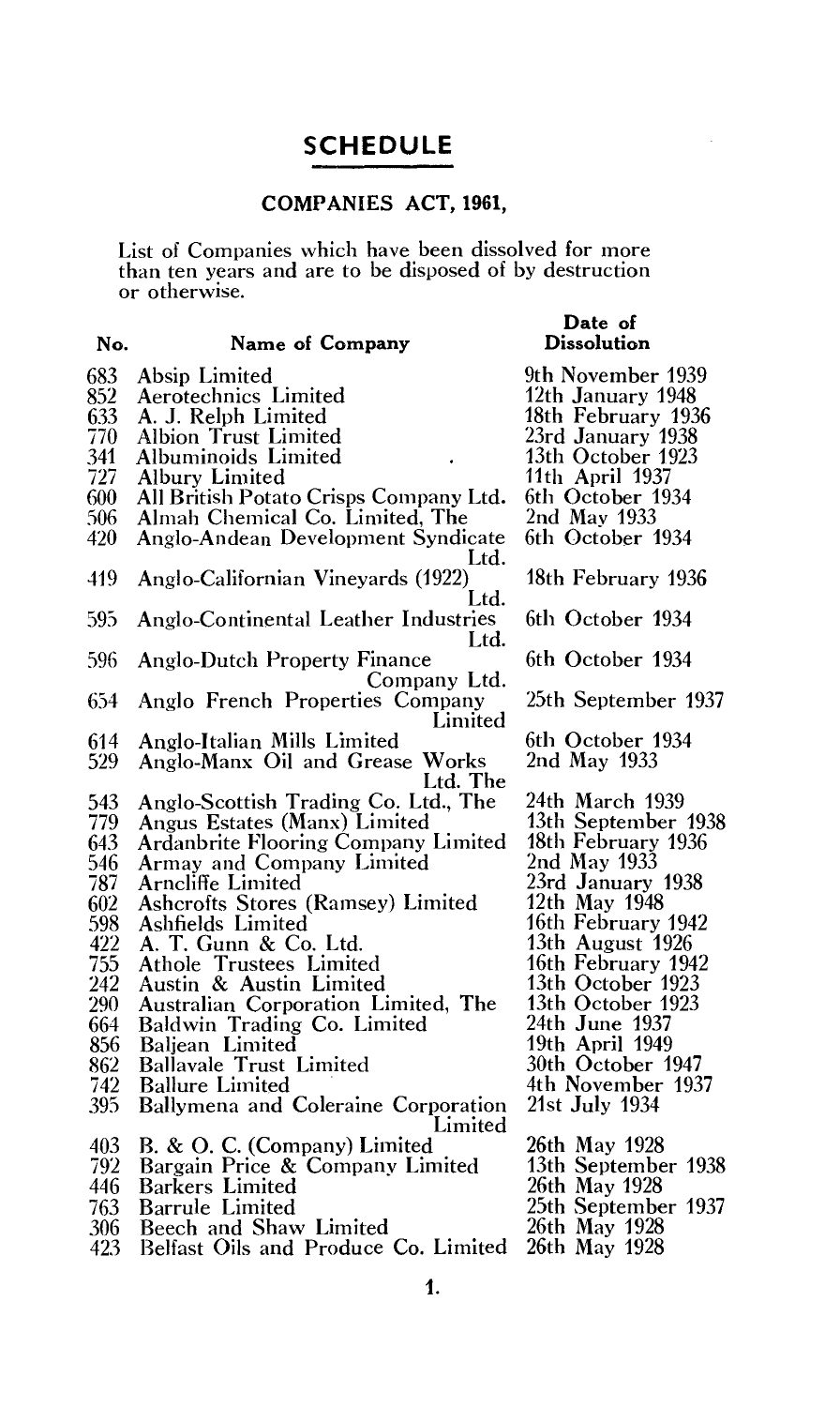# SCHEDULE

## COMPANIES ACT, 1961,

List of Companies which have been dissolved for more than ten years and are to be disposed of by destruction or otherwise.

| No. | Name of Company | Date of Dissolution |
|---|---|---|
| 683 | Absip Limited | 9th November 1939 |
| 852 | Aerotechnics Limited | 12th January 1948 |
| 633 | A. J. Relph Limited | 18th February 1936 |
| 770 | Albion Trust Limited | 23rd January 1938 |
| 341 | Albuminoids Limited | 13th October 1923 |
| 727 | Albury Limited | 11th April 1937 |
| 600 | All British Potato Crisps Company Ltd. | 6th October 1934 |
| 506 | Almah Chemical Co. Limited, The | 2nd May 1933 |
| 420 | Anglo-Andean Development Syndicate Ltd. | 6th October 1934 |
| 419 | Anglo-Californian Vineyards (1922) Ltd. | 18th February 1936 |
| 595 | Anglo-Continental Leather Industries Ltd. | 6th October 1934 |
| 596 | Anglo-Dutch Property Finance Company Ltd. | 6th October 1934 |
| 654 | Anglo French Properties Company Limited | 25th September 1937 |
| 614 | Anglo-Italian Mills Limited | 6th October 1934 |
| 529 | Anglo-Manx Oil and Grease Works Ltd. The | 2nd May 1933 |
| 543 | Anglo-Scottish Trading Co. Ltd., The | 24th March 1939 |
| 779 | Angus Estates (Manx) Limited | 13th September 1938 |
| 643 | Ardanbrite Flooring Company Limited | 18th February 1936 |
| 546 | Armay and Company Limited | 2nd May 1933 |
| 787 | Arncliffe Limited | 23rd January 1938 |
| 602 | Ashcrofts Stores (Ramsey) Limited | 12th May 1948 |
| 598 | Ashfields Limited | 16th February 1942 |
| 422 | A. T. Gunn & Co. Ltd. | 13th August 1926 |
| 755 | Athole Trustees Limited | 16th February 1942 |
| 242 | Austin & Austin Limited | 13th October 1923 |
| 290 | Australian Corporation Limited, The | 13th October 1923 |
| 664 | Baldwin Trading Co. Limited | 24th June 1937 |
| 856 | Baljean Limited | 19th April 1949 |
| 862 | Ballavale Trust Limited | 30th October 1947 |
| 742 | Ballure Limited | 4th November 1937 |
| 395 | Ballymena and Coleraine Corporation Limited | 21st July 1934 |
| 403 | B. & O. C. (Company) Limited | 26th May 1928 |
| 792 | Bargain Price & Company Limited | 13th September 1938 |
| 446 | Barkers Limited | 26th May 1928 |
| 763 | Barrule Limited | 25th September 1937 |
| 306 | Beech and Shaw Limited | 26th May 1928 |
| 423 | Belfast Oils and Produce Co. Limited | 26th May 1928 |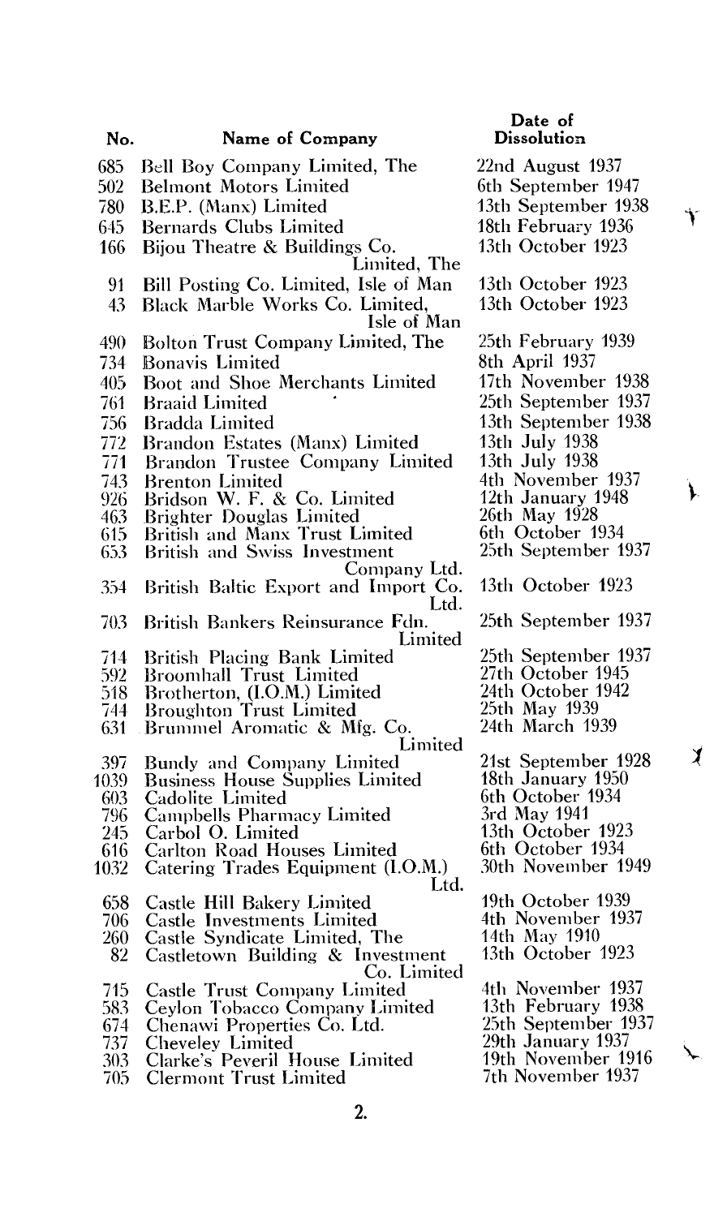| No. | Name of Company | Date of Dissolution |
|---|---|---|
| 685 | Bell Boy Company Limited, The | 22nd August 1937 |
| 502 | Belmont Motors Limited | 6th September 1947 |
| 780 | B.E.P. (Manx) Limited | 13th September 1938 |
| 645 | Bernards Clubs Limited | 18th February 1936 |
| 166 | Bijou Theatre & Buildings Co. Limited, The | 13th October 1923 |
| 91 | Bill Posting Co. Limited, Isle of Man | 13th October 1923 |
| 43 | Black Marble Works Co. Limited, Isle of Man | 13th October 1923 |
| 490 | Bolton Trust Company Limited, The | 25th February 1939 |
| 734 | Bonavis Limited | 8th April 1937 |
| 405 | Boot and Shoe Merchants Limited | 17th November 1938 |
| 761 | Braaid Limited | 25th September 1937 |
| 756 | Bradda Limited | 13th September 1938 |
| 772 | Brandon Estates (Manx) Limited | 13th July 1938 |
| 771 | Brandon Trustee Company Limited | 13th July 1938 |
| 743 | Brenton Limited | 4th November 1937 |
| 926 | Bridson W. F. & Co. Limited | 12th January 1948 |
| 463 | Brighter Douglas Limited | 26th May 1928 |
| 615 | British and Manx Trust Limited | 6th October 1934 |
| 653 | British and Swiss Investment Company Ltd. | 25th September 1937 |
| 354 | British Baltic Export and Import Co. Ltd. | 13th October 1923 |
| 703 | British Bankers Reinsurance Fdn. Limited | 25th September 1937 |
| 714 | British Placing Bank Limited | 25th September 1937 |
| 592 | Broomhall Trust Limited | 27th October 1945 |
| 518 | Brotherton, (I.O.M.) Limited | 24th October 1942 |
| 744 | Broughton Trust Limited | 25th May 1939 |
| 631 | Brummel Aromatic & Mfg. Co. Limited | 24th March 1939 |
| 397 | Bundy and Company Limited | 21st September 1928 |
| 1039 | Business House Supplies Limited | 18th January 1950 |
| 603 | Cadolite Limited | 6th October 1934 |
| 796 | Campbells Pharmacy Limited | 3rd May 1941 |
| 245 | Carbol O. Limited | 13th October 1923 |
| 616 | Carlton Road Houses Limited | 6th October 1934 |
| 1032 | Catering Trades Equipment (I.O.M.) Ltd. | 30th November 1949 |
| 658 | Castle Hill Bakery Limited | 19th October 1939 |
| 706 | Castle Investments Limited | 4th November 1937 |
| 260 | Castle Syndicate Limited, The | 14th May 1910 |
| 82 | Castletown Building & Investment Co. Limited | 13th October 1923 |
| 715 | Castle Trust Company Limited | 4th November 1937 |
| 583 | Ceylon Tobacco Company Limited | 13th February 1938 |
| 674 | Chenawi Properties Co. Ltd. | 25th September 1937 |
| 737 | Cheveley Limited | 29th January 1937 |
| 303 | Clarke's Peveril House Limited | 19th November 1916 |
| 705 | Clermont Trust Limited | 7th November 1937 |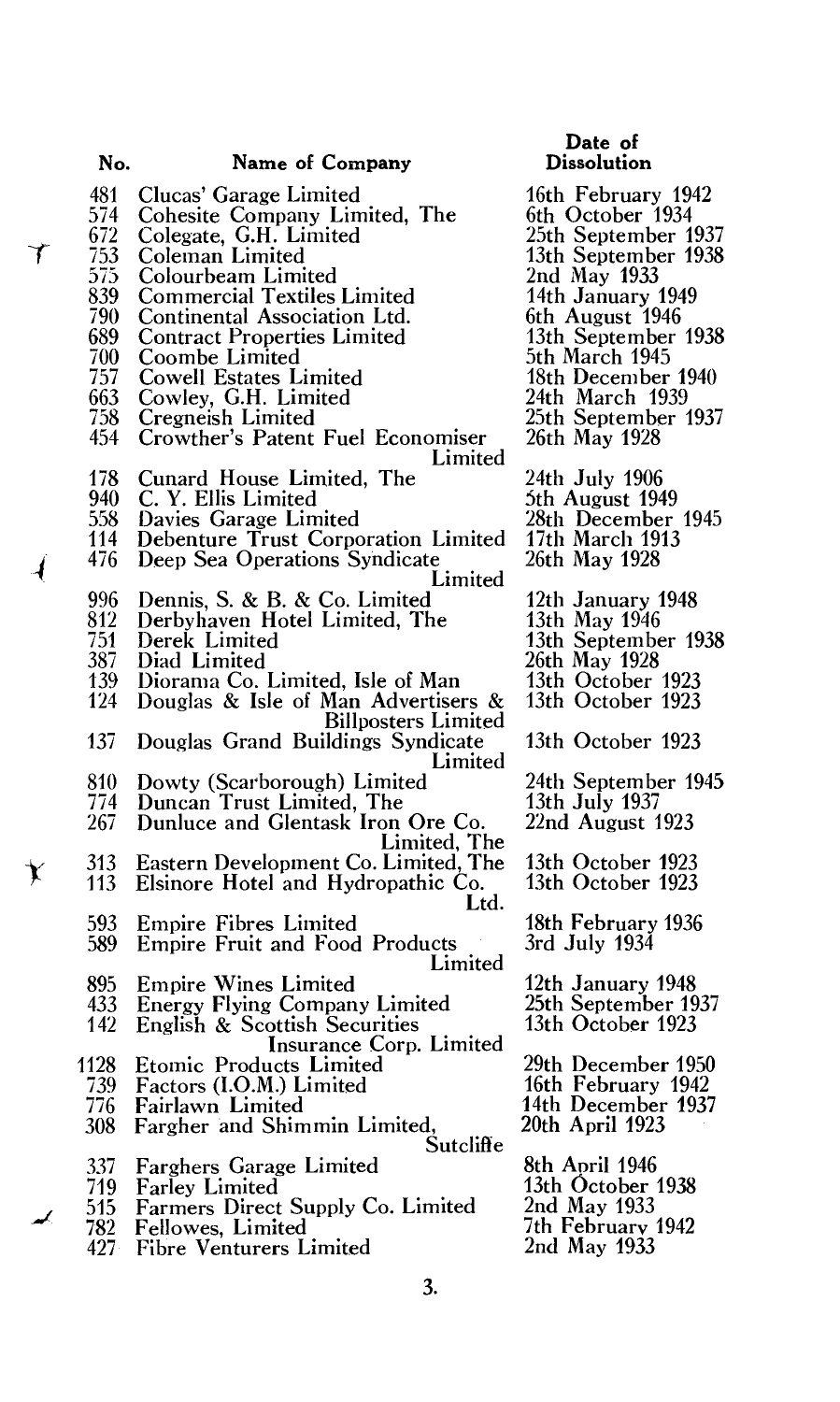| No. | Name of Company | Date of Dissolution |
|---|---|---|
| 481 | Clucas' Garage Limited | 16th February 1942 |
| 574 | Cohesite Company Limited, The | 6th October 1934 |
| 672 | Colegate, G.H. Limited | 25th September 1937 |
| 753 | Coleman Limited | 13th September 1938 |
| 575 | Colourbeam Limited | 2nd May 1933 |
| 839 | Commercial Textiles Limited | 14th January 1949 |
| 790 | Continental Association Ltd. | 6th August 1946 |
| 689 | Contract Properties Limited | 13th September 1938 |
| 700 | Coombe Limited | 5th March 1945 |
| 757 | Cowell Estates Limited | 18th December 1940 |
| 663 | Cowley, G.H. Limited | 24th March 1939 |
| 758 | Cregneish Limited | 25th September 1937 |
| 454 | Crowther's Patent Fuel Economiser Limited | 26th May 1928 |
| 178 | Cunard House Limited, The | 24th July 1906 |
| 940 | C. Y. Ellis Limited | 5th August 1949 |
| 558 | Davies Garage Limited | 28th December 1945 |
| 114 | Debenture Trust Corporation Limited | 17th March 1913 |
| 476 | Deep Sea Operations Syndicate Limited | 26th May 1928 |
| 996 | Dennis, S. & B. & Co. Limited | 12th January 1948 |
| 812 | Derbyhaven Hotel Limited, The | 13th May 1946 |
| 751 | Derek Limited | 13th September 1938 |
| 387 | Diad Limited | 26th May 1928 |
| 139 | Diorama Co. Limited, Isle of Man | 13th October 1923 |
| 124 | Douglas & Isle of Man Advertisers & Billposters Limited | 13th October 1923 |
| 137 | Douglas Grand Buildings Syndicate Limited | 13th October 1923 |
| 810 | Dowty (Scarborough) Limited | 24th September 1945 |
| 774 | Duncan Trust Limited, The | 13th July 1937 |
| 267 | Dunluce and Glentask Iron Ore Co. Limited, The | 22nd August 1923 |
| 313 | Eastern Development Co. Limited, The | 13th October 1923 |
| 113 | Elsinore Hotel and Hydropathic Co. Ltd. | 13th October 1923 |
| 593 | Empire Fibres Limited | 18th February 1936 |
| 589 | Empire Fruit and Food Products Limited | 3rd July 1934 |
| 895 | Empire Wines Limited | 12th January 1948 |
| 433 | Energy Flying Company Limited | 25th September 1937 |
| 142 | English & Scottish Securities Insurance Corp. Limited | 13th October 1923 |
| 1128 | Etomic Products Limited | 29th December 1950 |
| 739 | Factors (I.O.M.) Limited | 16th February 1942 |
| 776 | Fairlawn Limited | 14th December 1937 |
| 308 | Fargher and Shimmin Limited, Sutcliffe | 20th April 1923 |
| 337 | Farghers Garage Limited | 8th April 1946 |
| 719 | Farley Limited | 13th October 1938 |
| 515 | Farmers Direct Supply Co. Limited | 2nd May 1933 |
| 782 | Fellowes, Limited | 7th February 1942 |
| 427 | Fibre Venturers Limited | 2nd May 1933 |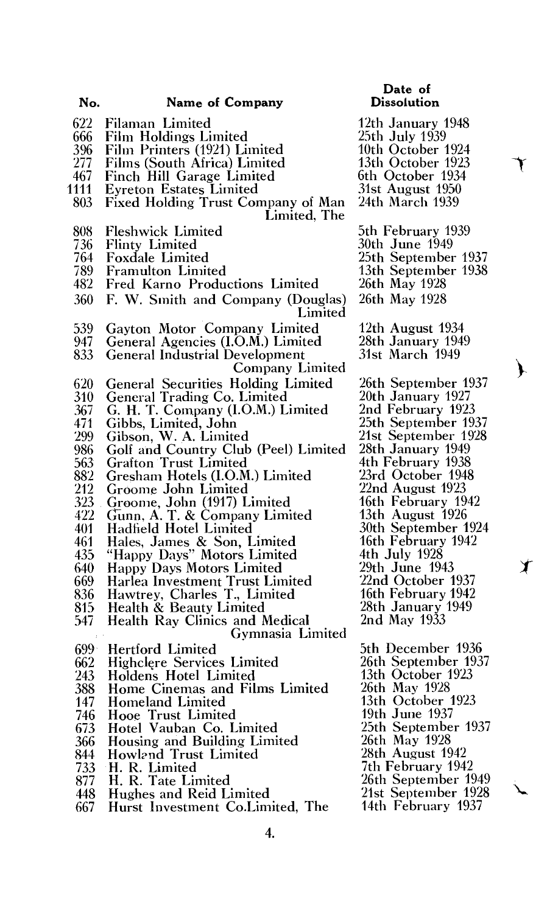| No. | Name of Company | Date of Dissolution |
|---|---|---|
| 622 | Filaman Limited | 12th January 1948 |
| 666 | Film Holdings Limited | 25th July 1939 |
| 396 | Film Printers (1921) Limited | 10th October 1924 |
| 277 | Films (South Africa) Limited | 13th October 1923 |
| 467 | Finch Hill Garage Limited | 6th October 1934 |
| 1111 | Eyreton Estates Limited | 31st August 1950 |
| 803 | Fixed Holding Trust Company of Man Limited, The | 24th March 1939 |
| 808 | Fleshwick Limited | 5th February 1939 |
| 736 | Flinty Limited | 30th June 1949 |
| 764 | Foxdale Limited | 25th September 1937 |
| 789 | Framulton Limited | 13th September 1938 |
| 482 | Fred Karno Productions Limited | 26th May 1928 |
| 360 | F. W. Smith and Company (Douglas) Limited | 26th May 1928 |
| 539 | Gayton Motor Company Limited | 12th August 1934 |
| 947 | General Agencies (I.O.M.) Limited | 28th January 1949 |
| 833 | General Industrial Development Company Limited | 31st March 1949 |
| 620 | General Securities Holding Limited | 26th September 1937 |
| 310 | General Trading Co. Limited | 20th January 1927 |
| 367 | G. H. T. Company (I.O.M.) Limited | 2nd February 1923 |
| 471 | Gibbs, Limited, John | 25th September 1937 |
| 299 | Gibson, W. A. Limited | 21st September 1928 |
| 986 | Golf and Country Club (Peel) Limited | 28th January 1949 |
| 563 | Grafton Trust Limited | 4th February 1938 |
| 882 | Gresham Hotels (I.O.M.) Limited | 23rd October 1948 |
| 212 | Groome John Limited | 22nd August 1923 |
| 323 | Groome, John (1917) Limited | 16th February 1942 |
| 422 | Gunn, A. T. & Company Limited | 13th August 1926 |
| 401 | Hadfield Hotel Limited | 30th September 1924 |
| 461 | Hales, James & Son, Limited | 16th February 1942 |
| 435 | "Happy Days" Motors Limited | 4th July 1928 |
| 640 | Happy Days Motors Limited | 29th June 1943 |
| 669 | Harlea Investment Trust Limited | 22nd October 1937 |
| 836 | Hawtrey, Charles T., Limited | 16th February 1942 |
| 815 | Health & Beauty Limited | 28th January 1949 |
| 547 | Health Ray Clinics and Medical Gymnasia Limited | 2nd May 1933 |
| 699 | Hertford Limited | 5th December 1936 |
| 662 | Highclere Services Limited | 26th September 1937 |
| 243 | Holdens Hotel Limited | 13th October 1923 |
| 388 | Home Cinemas and Films Limited | 26th May 1928 |
| 147 | Homeland Limited | 13th October 1923 |
| 746 | Hooe Trust Limited | 19th June 1937 |
| 673 | Hotel Vauban Co. Limited | 25th September 1937 |
| 366 | Housing and Building Limited | 26th May 1928 |
| 844 | Howland Trust Limited | 28th August 1942 |
| 733 | H. R. Limited | 7th February 1942 |
| 877 | H. R. Tate Limited | 26th September 1949 |
| 448 | Hughes and Reid Limited | 21st September 1928 |
| 667 | Hurst Investment Co.Limited, The | 14th February 1937 |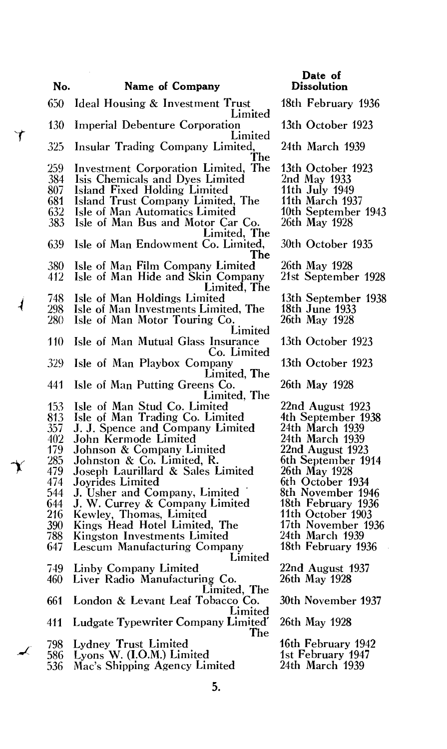| No. | Name of Company | Date of Dissolution |
|---|---|---|
| 650 | Ideal Housing & Investment Trust Limited | 18th February 1936 |
| 130 | Imperial Debenture Corporation Limited | 13th October 1923 |
| 325 | Insular Trading Company Limited, The | 24th March 1939 |
| 259 | Investment Corporation Limited, The | 13th October 1923 |
| 384 | Isis Chemicals and Dyes Limited | 2nd May 1933 |
| 807 | Island Fixed Holding Limited | 11th July 1949 |
| 681 | Island Trust Company Limited, The | 11th March 1937 |
| 632 | Isle of Man Automatics Limited | 10th September 1943 |
| 383 | Isle of Man Bus and Motor Car Co. Limited, The | 26th May 1928 |
| 639 | Isle of Man Endowment Co. Limited, The | 30th October 1935 |
| 380 | Isle of Man Film Company Limited | 26th May 1928 |
| 412 | Isle of Man Hide and Skin Company Limited, The | 21st September 1928 |
| 748 | Isle of Man Holdings Limited | 13th September 1938 |
| 298 | Isle of Man Investments Limited, The | 18th June 1933 |
| 280 | Isle of Man Motor Touring Co. Limited | 26th May 1928 |
| 110 | Isle of Man Mutual Glass Insurance Co. Limited | 13th October 1923 |
| 329 | Isle of Man Playbox Company Limited, The | 13th October 1923 |
| 441 | Isle of Man Putting Greens Co. Limited, The | 26th May 1928 |
| 153 | Isle of Man Stud Co. Limited | 22nd August 1923 |
| 813 | Isle of Man Trading Co. Limited | 4th September 1938 |
| 357 | J. J. Spence and Company Limited | 24th March 1939 |
| 402 | John Kermode Limited | 24th March 1939 |
| 179 | Johnson & Company Limited | 22nd August 1923 |
| 285 | Johnston & Co. Limited, R. | 6th September 1914 |
| 479 | Joseph Laurillard & Sales Limited | 26th May 1928 |
| 474 | Joyrides Limited | 6th October 1934 |
| 544 | J. Usher and Company, Limited | 8th November 1946 |
| 644 | J. W. Currey & Company Limited | 18th February 1936 |
| 216 | Kewley, Thomas, Limited | 11th October 1903 |
| 390 | Kings Head Hotel Limited, The | 17th November 1936 |
| 788 | Kingston Investments Limited | 24th March 1939 |
| 647 | Lescum Manufacturing Company Limited | 18th February 1936 |
| 749 | Linby Company Limited | 22nd August 1937 |
| 460 | Liver Radio Manufacturing Co. Limited, The | 26th May 1928 |
| 661 | London & Levant Leaf Tobacco Co. Limited | 30th November 1937 |
| 411 | Ludgate Typewriter Company Limited The | 26th May 1928 |
| 798 | Lydney Trust Limited | 16th February 1942 |
| 586 | Lyons W. (I.O.M.) Limited | 1st February 1947 |
| 536 | Mac's Shipping Agency Limited | 24th March 1939 |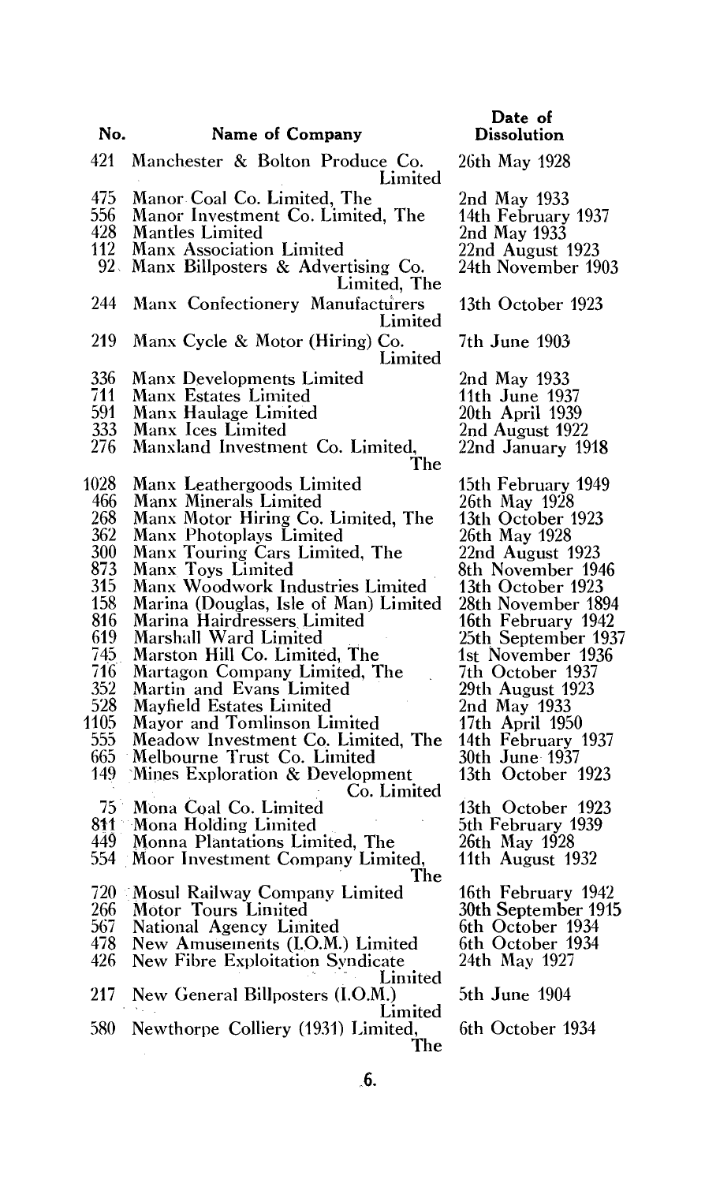| No. | Name of Company | Date of Dissolution |
|---|---|---|
| 421 | Manchester & Bolton Produce Co. Limited | 26th May 1928 |
| 475 | Manor Coal Co. Limited, The | 2nd May 1933 |
| 556 | Manor Investment Co. Limited, The | 14th February 1937 |
| 428 | Mantles Limited | 2nd May 1933 |
| 112 | Manx Association Limited | 22nd August 1923 |
| 92 | Manx Billposters & Advertising Co. Limited, The | 24th November 1903 |
| 244 | Manx Confectionery Manufacturers Limited | 13th October 1923 |
| 219 | Manx Cycle & Motor (Hiring) Co. Limited | 7th June 1903 |
| 336 | Manx Developments Limited | 2nd May 1933 |
| 711 | Manx Estates Limited | 11th June 1937 |
| 591 | Manx Haulage Limited | 20th April 1939 |
| 333 | Manx Ices Limited | 2nd August 1922 |
| 276 | Manxland Investment Co. Limited, The | 22nd January 1918 |
| 1028 | Manx Leathergoods Limited | 15th February 1949 |
| 466 | Manx Minerals Limited | 26th May 1928 |
| 268 | Manx Motor Hiring Co. Limited, The | 13th October 1923 |
| 362 | Manx Photoplays Limited | 26th May 1928 |
| 300 | Manx Touring Cars Limited, The | 22nd August 1923 |
| 873 | Manx Toys Limited | 8th November 1946 |
| 315 | Manx Woodwork Industries Limited | 13th October 1923 |
| 158 | Marina (Douglas, Isle of Man) Limited | 28th November 1894 |
| 816 | Marina Hairdressers Limited | 16th February 1942 |
| 619 | Marshall Ward Limited | 25th September 1937 |
| 745 | Marston Hill Co. Limited, The | 1st November 1936 |
| 716 | Martagon Company Limited, The | 7th October 1937 |
| 352 | Martin and Evans Limited | 29th August 1923 |
| 528 | Mayfield Estates Limited | 2nd May 1933 |
| 1105 | Mayor and Tomlinson Limited | 17th April 1950 |
| 555 | Meadow Investment Co. Limited, The | 14th February 1937 |
| 665 | Melbourne Trust Co. Limited | 30th June 1937 |
| 149 | Mines Exploration & Development Co. Limited | 13th October 1923 |
| 75 | Mona Coal Co. Limited | 13th October 1923 |
| 811 | Mona Holding Limited | 5th February 1939 |
| 449 | Monna Plantations Limited, The | 26th May 1928 |
| 554 | Moor Investment Company Limited, The | 11th August 1932 |
| 720 | Mosul Railway Company Limited | 16th February 1942 |
| 266 | Motor Tours Limited | 30th September 1915 |
| 567 | National Agency Limited | 6th October 1934 |
| 478 | New Amusements (I.O.M.) Limited | 6th October 1934 |
| 426 | New Fibre Exploitation Syndicate Limited | 24th May 1927 |
| 217 | New General Billposters (I.O.M.) Limited | 5th June 1904 |
| 580 | Newthorpe Colliery (1931) Limited, The | 6th October 1934 |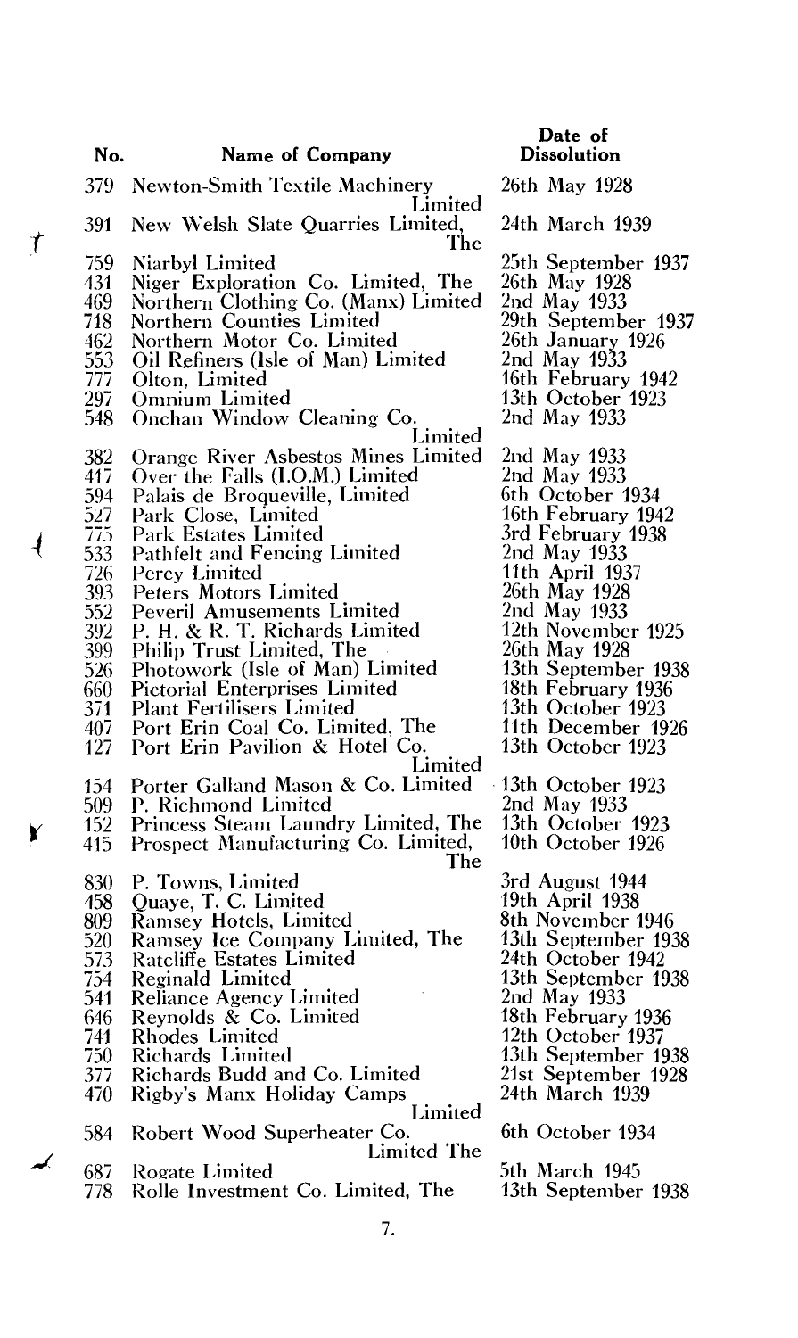| No. | Name of Company | Date of Dissolution |
|---|---|---|
| 379 | Newton-Smith Textile Machinery Limited | 26th May 1928 |
| 391 | New Welsh Slate Quarries Limited, The | 24th March 1939 |
| 759 | Niarbyl Limited | 25th September 1937 |
| 431 | Niger Exploration Co. Limited, The | 26th May 1928 |
| 469 | Northern Clothing Co. (Manx) Limited | 2nd May 1933 |
| 718 | Northern Counties Limited | 29th September 1937 |
| 462 | Northern Motor Co. Limited | 26th January 1926 |
| 553 | Oil Refiners (Isle of Man) Limited | 2nd May 1933 |
| 777 | Olton, Limited | 16th February 1942 |
| 297 | Omnium Limited | 13th October 1923 |
| 548 | Onchan Window Cleaning Co. Limited | 2nd May 1933 |
| 382 | Orange River Asbestos Mines Limited | 2nd May 1933 |
| 417 | Over the Falls (I.O.M.) Limited | 2nd May 1933 |
| 594 | Palais de Broqueville, Limited | 6th October 1934 |
| 527 | Park Close, Limited | 16th February 1942 |
| 775 | Park Estates Limited | 3rd February 1938 |
| 533 | Pathfelt and Fencing Limited | 2nd May 1933 |
| 726 | Percy Limited | 11th April 1937 |
| 393 | Peters Motors Limited | 26th May 1928 |
| 552 | Peveril Amusements Limited | 2nd May 1933 |
| 392 | P. H. & R. T. Richards Limited | 12th November 1925 |
| 399 | Philip Trust Limited, The | 26th May 1928 |
| 526 | Photowork (Isle of Man) Limited | 13th September 1938 |
| 660 | Pictorial Enterprises Limited | 18th February 1936 |
| 371 | Plant Fertilisers Limited | 13th October 1923 |
| 407 | Port Erin Coal Co. Limited, The | 11th December 1926 |
| 127 | Port Erin Pavilion & Hotel Co. Limited | 13th October 1923 |
| 154 | Porter Galland Mason & Co. Limited | 13th October 1923 |
| 509 | P. Richmond Limited | 2nd May 1933 |
| 152 | Princess Steam Laundry Limited, The | 13th October 1923 |
| 415 | Prospect Manufacturing Co. Limited, The | 10th October 1926 |
| 830 | P. Towns, Limited | 3rd August 1944 |
| 458 | Quaye, T. C. Limited | 19th April 1938 |
| 809 | Ramsey Hotels, Limited | 8th November 1946 |
| 520 | Ramsey Ice Company Limited, The | 13th September 1938 |
| 573 | Ratcliffe Estates Limited | 24th October 1942 |
| 754 | Reginald Limited | 13th September 1938 |
| 541 | Reliance Agency Limited | 2nd May 1933 |
| 646 | Reynolds & Co. Limited | 18th February 1936 |
| 741 | Rhodes Limited | 12th October 1937 |
| 750 | Richards Limited | 13th September 1938 |
| 377 | Richards Budd and Co. Limited | 21st September 1928 |
| 470 | Rigby's Manx Holiday Camps Limited | 24th March 1939 |
| 584 | Robert Wood Superheater Co. Limited The | 6th October 1934 |
| 687 | Rogate Limited | 5th March 1945 |
| 778 | Rolle Investment Co. Limited, The | 13th September 1938 |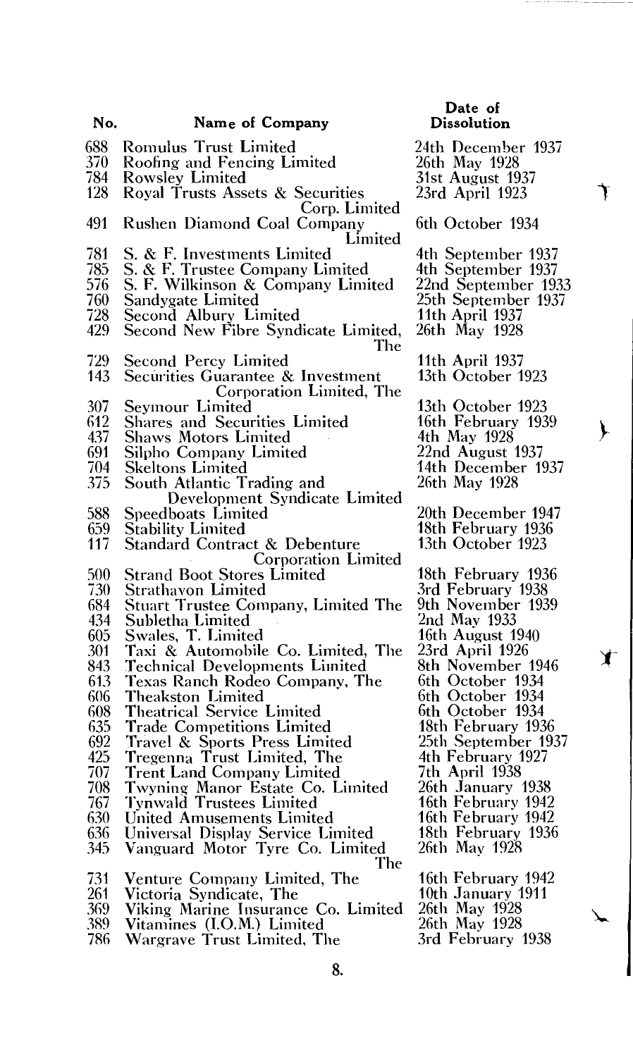| No. | Name of Company | Date of Dissolution |
|---|---|---|
| 688 | Romulus Trust Limited | 24th December 1937 |
| 370 | Roofing and Fencing Limited | 26th May 1928 |
| 784 | Rowsley Limited | 31st August 1937 |
| 128 | Royal Trusts Assets & Securities Corp. Limited | 23rd April 1923 |
| 491 | Rushen Diamond Coal Company Limited | 6th October 1934 |
| 781 | S. & F. Investments Limited | 4th September 1937 |
| 785 | S. & F. Trustee Company Limited | 4th September 1937 |
| 576 | S. F. Wilkinson & Company Limited | 22nd September 1933 |
| 760 | Sandygate Limited | 25th September 1937 |
| 728 | Second Albury Limited | 11th April 1937 |
| 429 | Second New Fibre Syndicate Limited, The | 26th May 1928 |
| 729 | Second Percy Limited | 11th April 1937 |
| 143 | Securities Guarantee & Investment Corporation Limited, The | 13th October 1923 |
| 307 | Seymour Limited | 13th October 1923 |
| 612 | Shares and Securities Limited | 16th February 1939 |
| 437 | Shaws Motors Limited | 4th May 1928 |
| 691 | Silpho Company Limited | 22nd August 1937 |
| 704 | Skeltons Limited | 14th December 1937 |
| 375 | South Atlantic Trading and Development Syndicate Limited | 26th May 1928 |
| 588 | Speedboats Limited | 20th December 1947 |
| 659 | Stability Limited | 18th February 1936 |
| 117 | Standard Contract & Debenture Corporation Limited | 13th October 1923 |
| 500 | Strand Boot Stores Limited | 18th February 1936 |
| 730 | Strathavon Limited | 3rd February 1938 |
| 684 | Stuart Trustee Company, Limited The | 9th November 1939 |
| 434 | Subletha Limited | 2nd May 1933 |
| 605 | Swales, T. Limited | 16th August 1940 |
| 301 | Taxi & Automobile Co. Limited, The | 23rd April 1926 |
| 843 | Technical Developments Limited | 8th November 1946 |
| 613 | Texas Ranch Rodeo Company, The | 6th October 1934 |
| 606 | Theakston Limited | 6th October 1934 |
| 608 | Theatrical Service Limited | 6th October 1934 |
| 635 | Trade Competitions Limited | 18th February 1936 |
| 692 | Travel & Sports Press Limited | 25th September 1937 |
| 425 | Tregenna Trust Limited, The | 4th February 1927 |
| 707 | Trent Land Company Limited | 7th April 1938 |
| 708 | Twyning Manor Estate Co. Limited | 26th January 1938 |
| 767 | Tynwald Trustees Limited | 16th February 1942 |
| 630 | United Amusements Limited | 16th February 1942 |
| 636 | Universal Display Service Limited | 18th February 1936 |
| 345 | Vanguard Motor Tyre Co. Limited The | 26th May 1928 |
| 731 | Venture Company Limited, The | 16th February 1942 |
| 261 | Victoria Syndicate, The | 10th January 1911 |
| 369 | Viking Marine Insurance Co. Limited | 26th May 1928 |
| 389 | Vitamines (I.O.M.) Limited | 26th May 1928 |
| 786 | Wargrave Trust Limited, The | 3rd February 1938 |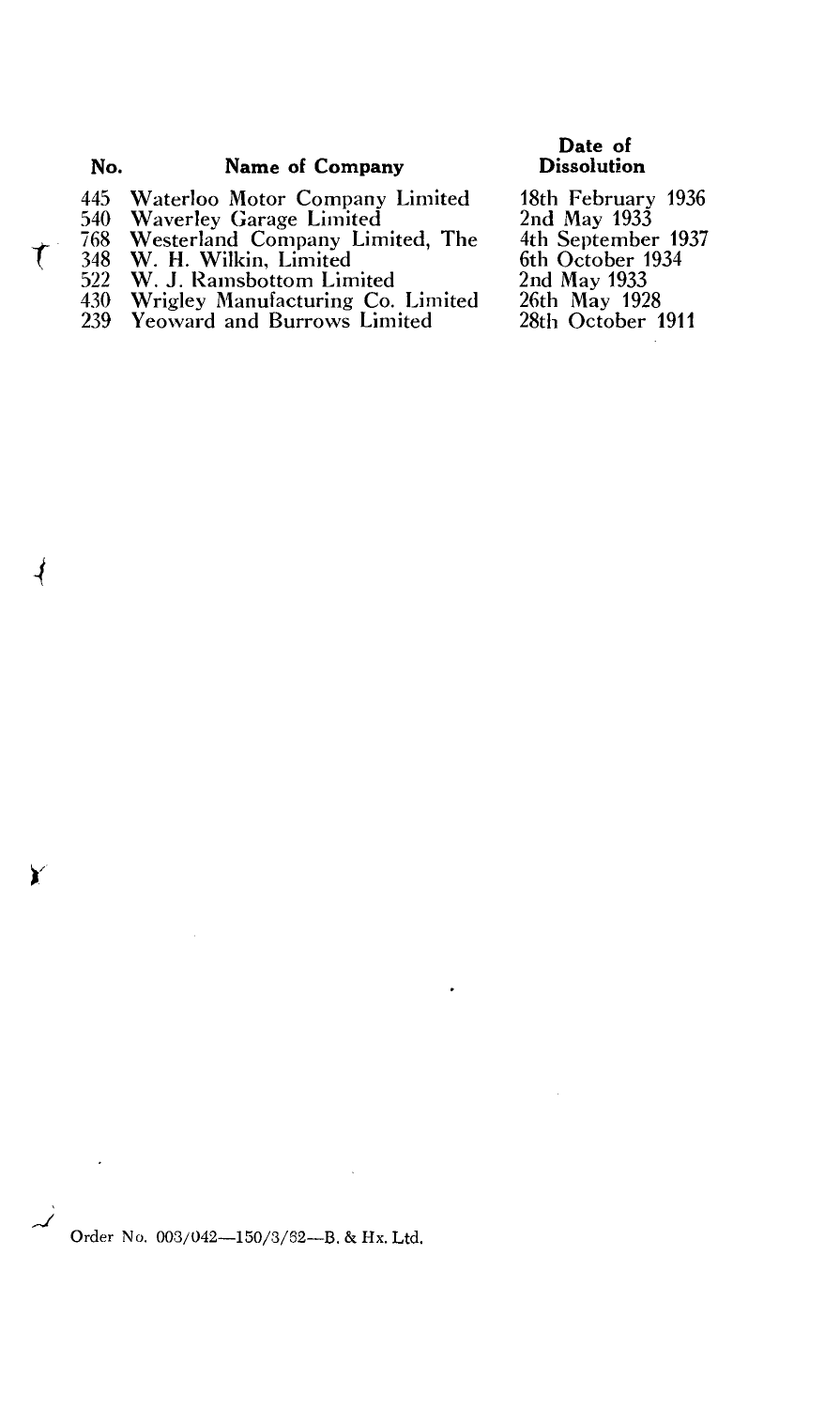| No. | Name of Company | Date of Dissolution |
| --- | --- | --- |
| 445 | Waterloo Motor Company Limited | 18th February 1936 |
| 540 | Waverley Garage Limited | 2nd May 1933 |
| 768 | Westerland Company Limited, The | 4th September 1937 |
| 348 | W. H. Wilkin, Limited | 6th October 1934 |
| 522 | W. J. Ramsbottom Limited | 2nd May 1933 |
| 430 | Wrigley Manufacturing Co. Limited | 26th May 1928 |
| 239 | Yeoward and Burrows Limited | 28th October 1911 |

Order No. 003/042—150/3/62—B. & Hx. Ltd.